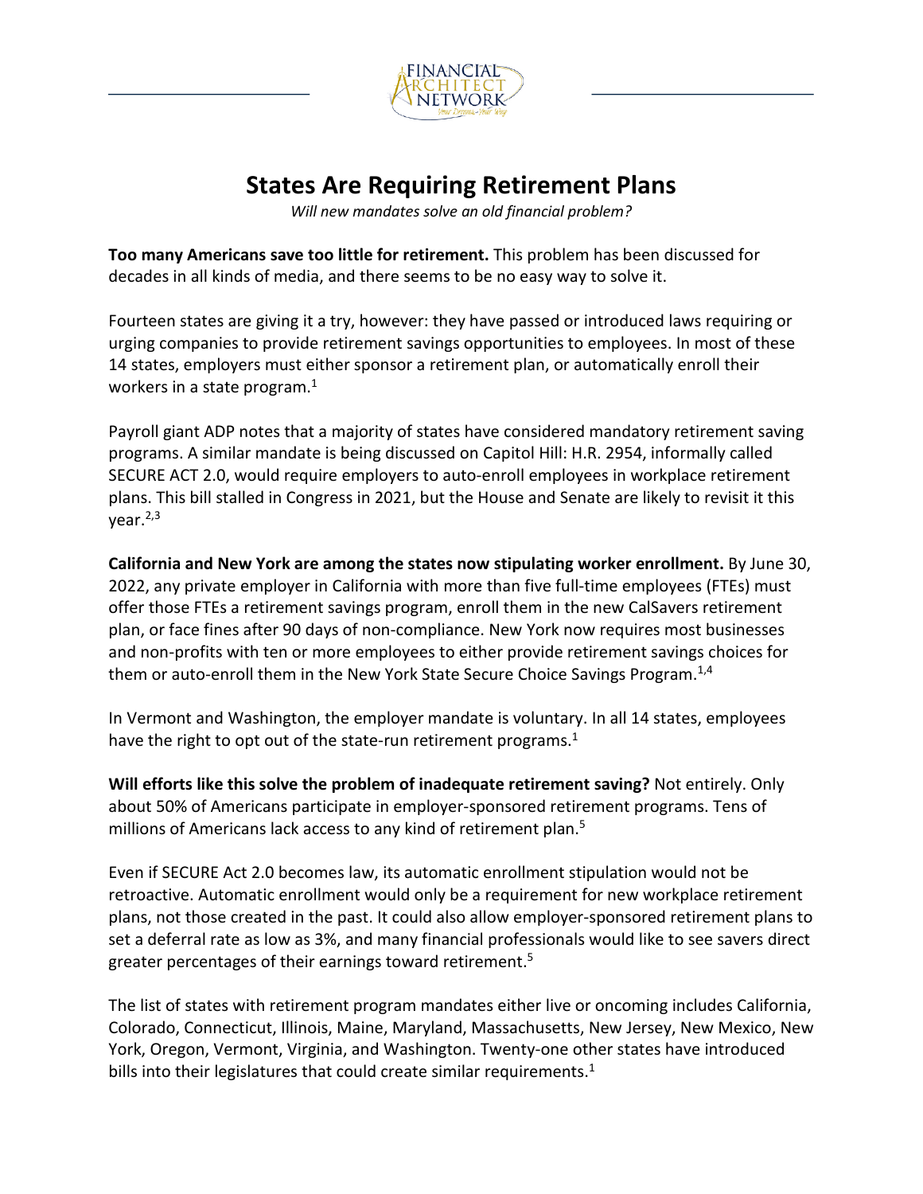# States Are Requiring Retirement Plans

*Will new mandates solve an old financial problem?*

**Too many Americans save too little for retirement.** This problem has been discussed for decades in all kinds of media, and there seems to be no easy way to solve it.

Fourteen states are giving it a try, however: they have passed or introduced laws requiring or urging companies to provide retirement savings opportunities to employees. In most of these 14 states, employers must either sponsor a retirement plan, or automatically enroll their workers in a state program.[1]

Payroll giant ADP notes that a majority of states have considered mandatory retirement saving programs. A similar mandate is being discussed on Capitol Hill: H.R. 2954, informally called SECURE ACT 2.0, would require employers to auto-enroll employees in workplace retirement plans. This bill stalled in Congress in 2021, but the House and Senate are likely to revisit it this year.[2,3]

**California and New York are among the states now stipulating worker enrollment.** By June 30, 2022, any private employer in California with more than five full-time employees (FTEs) must offer those FTEs a retirement savings program, enroll them in the new CalSavers retirement plan, or face fines after 90 days of non-compliance. New York now requires most businesses and non-profits with ten or more employees to either provide retirement savings choices for them or auto-enroll them in the New York State Secure Choice Savings Program.[1,4]

In Vermont and Washington, the employer mandate is voluntary. In all 14 states, employees have the right to opt out of the state-run retirement programs.[1]

**Will efforts like this solve the problem of inadequate retirement saving?** Not entirely. Only about 50% of Americans participate in employer-sponsored retirement programs. Tens of millions of Americans lack access to any kind of retirement plan.[5]

Even if SECURE Act 2.0 becomes law, its automatic enrollment stipulation would not be retroactive. Automatic enrollment would only be a requirement for new workplace retirement plans, not those created in the past. It could also allow employer-sponsored retirement plans to set a deferral rate as low as 3%, and many financial professionals would like to see savers direct greater percentages of their earnings toward retirement.[5]

The list of states with retirement program mandates either live or oncoming includes California, Colorado, Connecticut, Illinois, Maine, Maryland, Massachusetts, New Jersey, New Mexico, New York, Oregon, Vermont, Virginia, and Washington. Twenty-one other states have introduced bills into their legislatures that could create similar requirements.[1]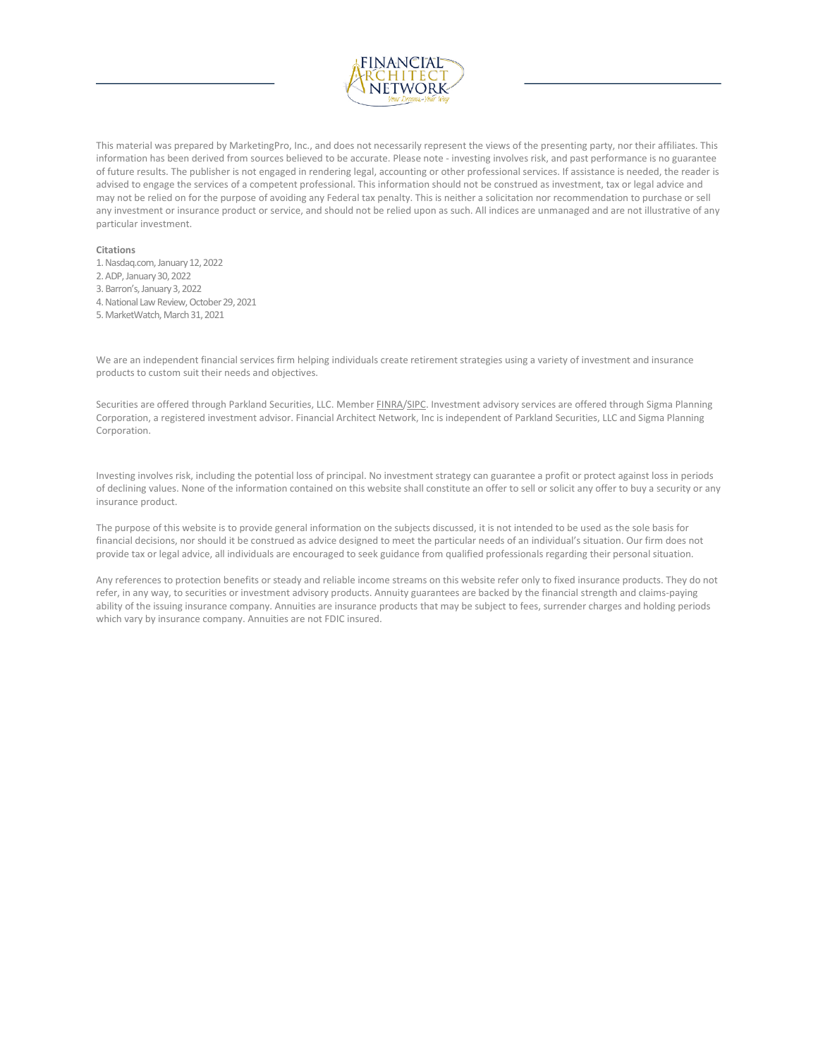This material was prepared by MarketingPro, Inc., and does not necessarily represent the views of the presenting party, nor their affiliates. This information has been derived from sources believed to be accurate. Please note - investing involves risk, and past performance is no guarantee of future results. The publisher is not engaged in rendering legal, accounting or other professional services. If assistance is needed, the reader is advised to engage the services of a competent professional. This information should not be construed as investment, tax or legal advice and may not be relied on for the purpose of avoiding any Federal tax penalty. This is neither a solicitation nor recommendation to purchase or sell any investment or insurance product or service, and should not be relied upon as such. All indices are unmanaged and are not illustrative of any particular investment.

**Citations**

1. Nasdaq.com, January 12, 2022
2. ADP, January 30, 2022
3. Barron's, January 3, 2022
4. National Law Review, October 29, 2021
5. MarketWatch, March 31, 2021

We are an independent financial services firm helping individuals create retirement strategies using a variety of investment and insurance products to custom suit their needs and objectives.

Securities are offered through Parkland Securities, LLC. Member FINRA/SIPC. Investment advisory services are offered through Sigma Planning Corporation, a registered investment advisor. Financial Architect Network, Inc is independent of Parkland Securities, LLC and Sigma Planning Corporation.

Investing involves risk, including the potential loss of principal. No investment strategy can guarantee a profit or protect against loss in periods of declining values. None of the information contained on this website shall constitute an offer to sell or solicit any offer to buy a security or any insurance product.

The purpose of this website is to provide general information on the subjects discussed, it is not intended to be used as the sole basis for financial decisions, nor should it be construed as advice designed to meet the particular needs of an individual's situation. Our firm does not provide tax or legal advice, all individuals are encouraged to seek guidance from qualified professionals regarding their personal situation.

Any references to protection benefits or steady and reliable income streams on this website refer only to fixed insurance products. They do not refer, in any way, to securities or investment advisory products. Annuity guarantees are backed by the financial strength and claims-paying ability of the issuing insurance company. Annuities are insurance products that may be subject to fees, surrender charges and holding periods which vary by insurance company. Annuities are not FDIC insured.